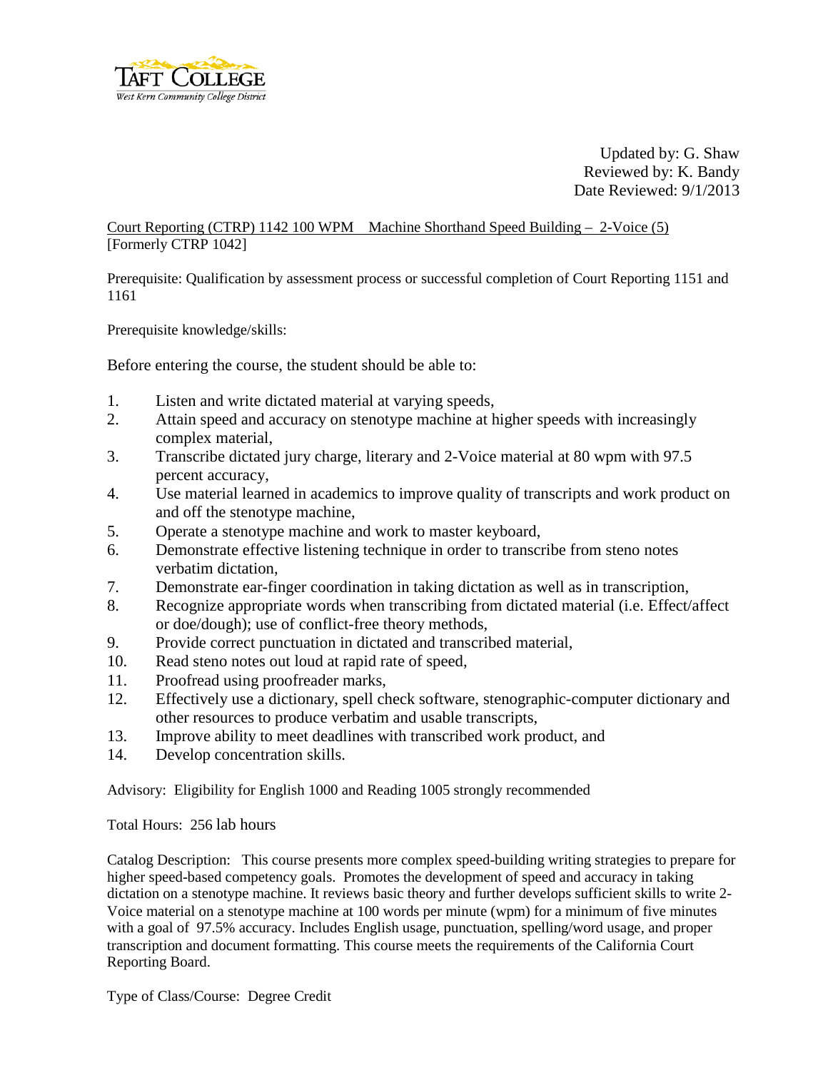TAFT COLLEGE
*West Kern Community College District*

Updated by: G. Shaw
Reviewed by: K. Bandy
Date Reviewed: 9/1/2013

Court Reporting (CTRP) 1142 100 WPM Machine Shorthand Speed Building – 2-Voice (5)
[Formerly CTRP 1042]

Prerequisite: Qualification by assessment process or successful completion of Court Reporting 1151 and 1161

Prerequisite knowledge/skills:

Before entering the course, the student should be able to:

1. Listen and write dictated material at varying speeds,
2. Attain speed and accuracy on stenotype machine at higher speeds with increasingly complex material,
3. Transcribe dictated jury charge, literary and 2-Voice material at 80 wpm with 97.5 percent accuracy,
4. Use material learned in academics to improve quality of transcripts and work product on and off the stenotype machine,
5. Operate a stenotype machine and work to master keyboard,
6. Demonstrate effective listening technique in order to transcribe from steno notes verbatim dictation,
7. Demonstrate ear-finger coordination in taking dictation as well as in transcription,
8. Recognize appropriate words when transcribing from dictated material (i.e. Effect/affect or doe/dough); use of conflict-free theory methods,
9. Provide correct punctuation in dictated and transcribed material,
10. Read steno notes out loud at rapid rate of speed,
11. Proofread using proofreader marks,
12. Effectively use a dictionary, spell check software, stenographic-computer dictionary and other resources to produce verbatim and usable transcripts,
13. Improve ability to meet deadlines with transcribed work product, and
14. Develop concentration skills.

Advisory: Eligibility for English 1000 and Reading 1005 strongly recommended

Total Hours: 256 lab hours

Catalog Description: This course presents more complex speed-building writing strategies to prepare for higher speed-based competency goals. Promotes the development of speed and accuracy in taking dictation on a stenotype machine. It reviews basic theory and further develops sufficient skills to write 2-Voice material on a stenotype machine at 100 words per minute (wpm) for a minimum of five minutes with a goal of 97.5% accuracy. Includes English usage, punctuation, spelling/word usage, and proper transcription and document formatting. This course meets the requirements of the California Court Reporting Board.

Type of Class/Course: Degree Credit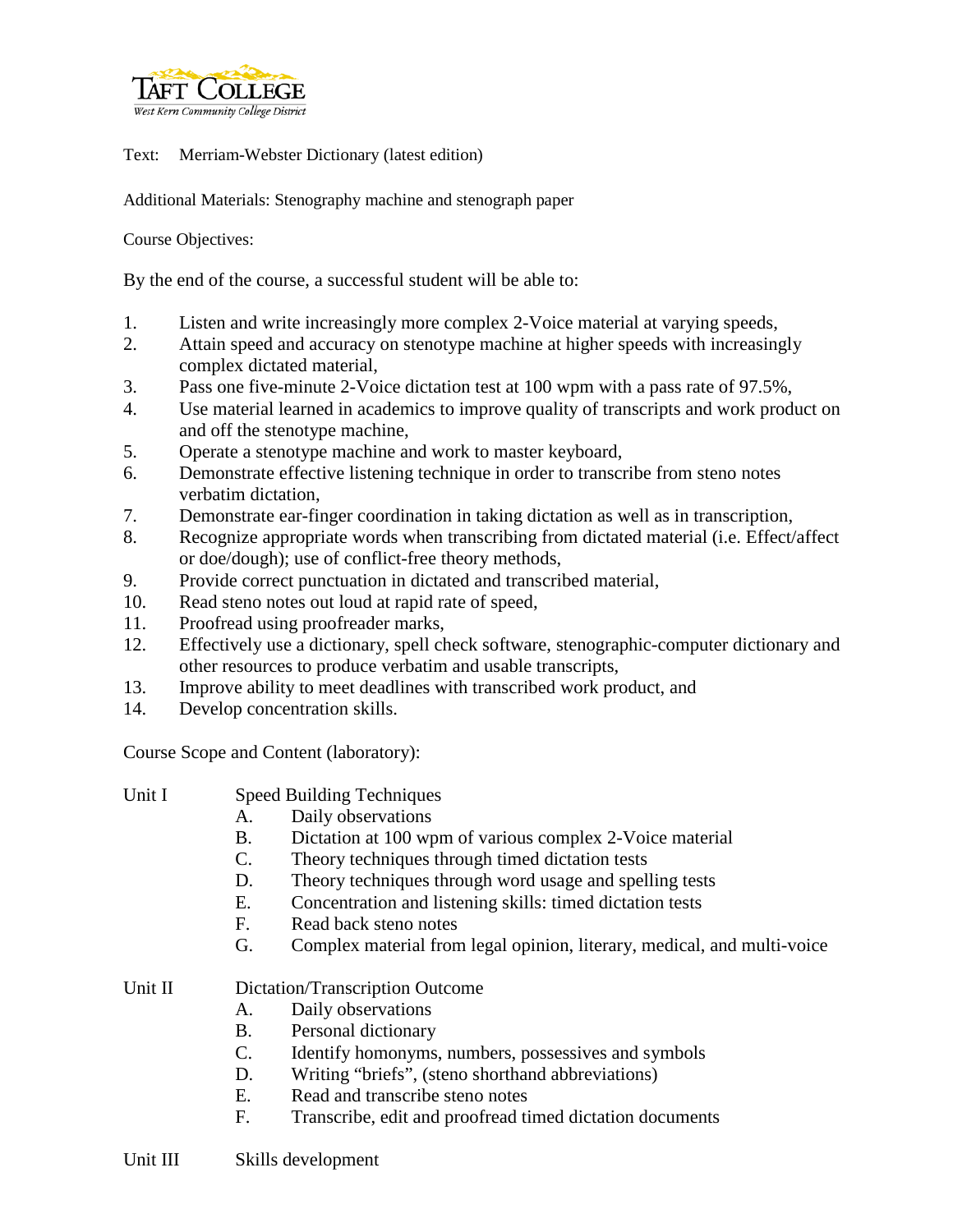Text: Merriam-Webster Dictionary (latest edition)

Additional Materials: Stenography machine and stenograph paper

Course Objectives:

By the end of the course, a successful student will be able to:

1. Listen and write increasingly more complex 2-Voice material at varying speeds,
2. Attain speed and accuracy on stenotype machine at higher speeds with increasingly complex dictated material,
3. Pass one five-minute 2-Voice dictation test at 100 wpm with a pass rate of 97.5%,
4. Use material learned in academics to improve quality of transcripts and work product on and off the stenotype machine,
5. Operate a stenotype machine and work to master keyboard,
6. Demonstrate effective listening technique in order to transcribe from steno notes verbatim dictation,
7. Demonstrate ear-finger coordination in taking dictation as well as in transcription,
8. Recognize appropriate words when transcribing from dictated material (i.e. Effect/affect or doe/dough); use of conflict-free theory methods,
9. Provide correct punctuation in dictated and transcribed material,
10. Read steno notes out loud at rapid rate of speed,
11. Proofread using proofreader marks,
12. Effectively use a dictionary, spell check software, stenographic-computer dictionary and other resources to produce verbatim and usable transcripts,
13. Improve ability to meet deadlines with transcribed work product, and
14. Develop concentration skills.

Course Scope and Content (laboratory):

Unit I Speed Building Techniques

- A. Daily observations
- B. Dictation at 100 wpm of various complex 2-Voice material
- C. Theory techniques through timed dictation tests
- D. Theory techniques through word usage and spelling tests
- E. Concentration and listening skills: timed dictation tests
- F. Read back steno notes
- G. Complex material from legal opinion, literary, medical, and multi-voice

Unit II Dictation/Transcription Outcome

- A. Daily observations
- B. Personal dictionary
- C. Identify homonyms, numbers, possessives and symbols
- D. Writing "briefs", (steno shorthand abbreviations)
- E. Read and transcribe steno notes
- F. Transcribe, edit and proofread timed dictation documents

Unit III Skills development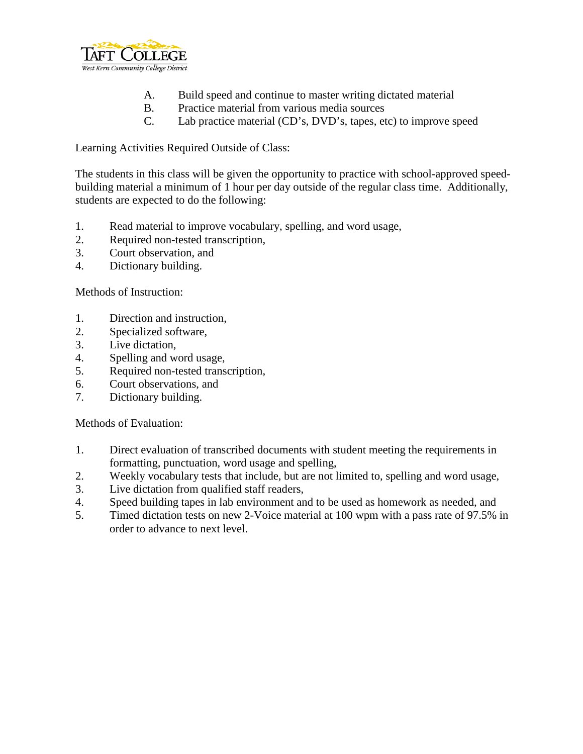A. Build speed and continue to master writing dictated material
B. Practice material from various media sources
C. Lab practice material (CD's, DVD's, tapes, etc) to improve speed

Learning Activities Required Outside of Class:

The students in this class will be given the opportunity to practice with school-approved speed-building material a minimum of 1 hour per day outside of the regular class time. Additionally, students are expected to do the following:

1. Read material to improve vocabulary, spelling, and word usage,
2. Required non-tested transcription,
3. Court observation, and
4. Dictionary building.

Methods of Instruction:

1. Direction and instruction,
2. Specialized software,
3. Live dictation,
4. Spelling and word usage,
5. Required non-tested transcription,
6. Court observations, and
7. Dictionary building.

Methods of Evaluation:

1. Direct evaluation of transcribed documents with student meeting the requirements in formatting, punctuation, word usage and spelling,
2. Weekly vocabulary tests that include, but are not limited to, spelling and word usage,
3. Live dictation from qualified staff readers,
4. Speed building tapes in lab environment and to be used as homework as needed, and
5. Timed dictation tests on new 2-Voice material at 100 wpm with a pass rate of 97.5% in order to advance to next level.